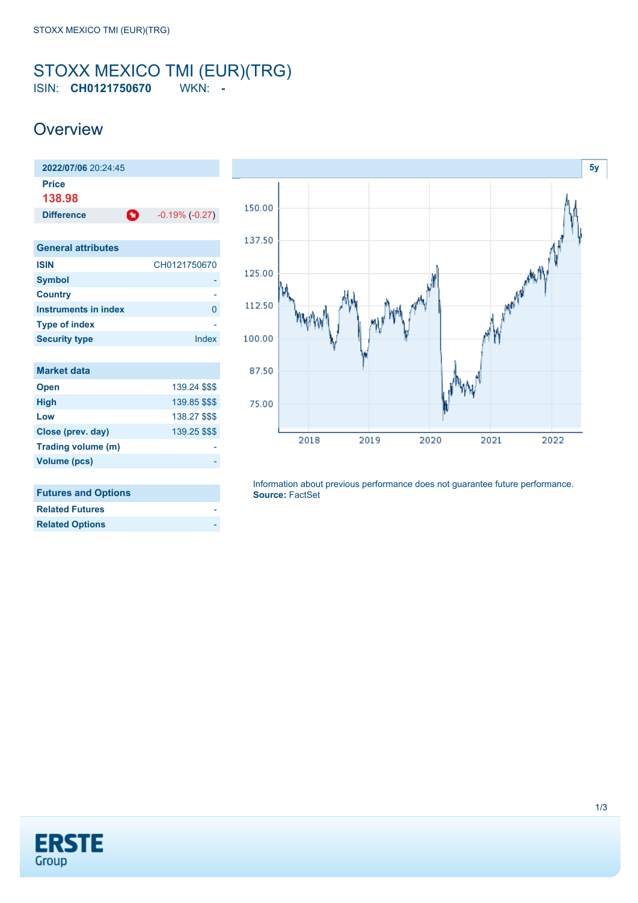# STOXX MEXICO TMI (EUR)(TRG)

ISIN: **CH0121750670** WKN: **-**

## Overview

| **2022/07/06** 20:24:45 | |
|---|---|
| **Price** | |
| **138.98** | |
| **Difference** | -0.19% (-0.27) |

| General attributes | |
|---|---|
| **ISIN** | CH0121750670 |
| **Symbol** | - |
| **Country** | - |
| **Instruments in index** | 0 |
| **Type of index** | - |
| **Security type** | Index |

| Market data | |
|---|---|
| **Open** | 139.24 $$$ |
| **High** | 139.85 $$$ |
| **Low** | 138.27 $$$ |
| **Close (prev. day)** | 139.25 $$$ |
| **Trading volume (m)** | - |
| **Volume (pcs)** | - |

| Futures and Options | |
|---|---|
| **Related Futures** | - |
| **Related Options** | - |

5y

Information about previous performance does not guarantee future performance.
**Source:** FactSet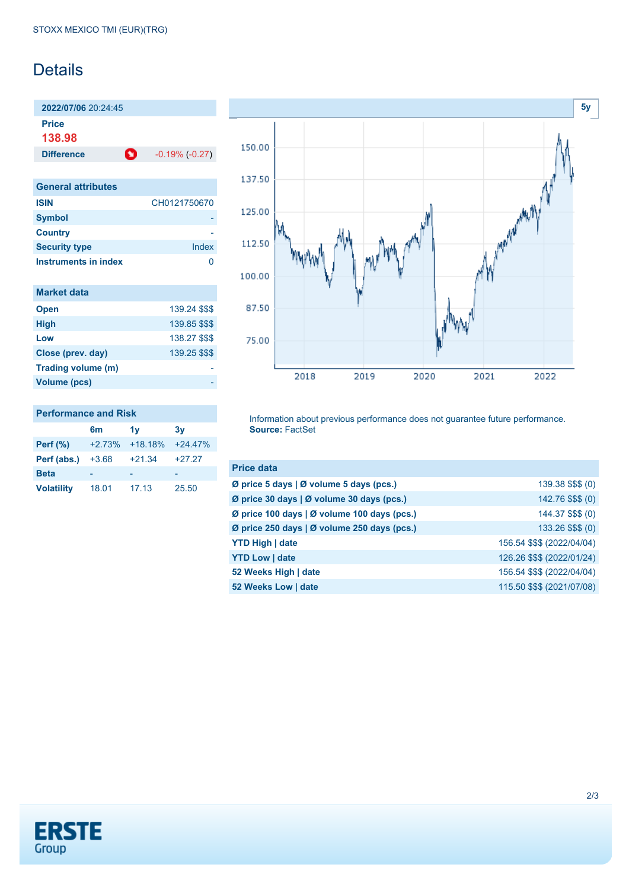STOXX MEXICO TMI (EUR)(TRG)

# Details

**2022/07/06** 20:24:45

**Price**

**138.98**

| **Difference** | -0.19% (-0.27) |
|---|---|

| General attributes | |
|---|---|
| **ISIN** | CH0121750670 |
| **Symbol** | - |
| **Country** | - |
| **Security type** | Index |
| **Instruments in index** | 0 |

| Market data | |
|---|---|
| **Open** | 139.24 $$$ |
| **High** | 139.85 $$$ |
| **Low** | 138.27 $$$ |
| **Close (prev. day)** | 139.25 $$$ |
| **Trading volume (m)** | - |
| **Volume (pcs)** | - |

| Performance and Risk | 6m | 1y | 3y |
|---|---|---|---|
| **Perf (%)** | +2.73% | +18.18% | +24.47% |
| **Perf (abs.)** | +3.68 | +21.34 | +27.27 |
| **Beta** | - | - | - |
| **Volatility** | 18.01 | 17.13 | 25.50 |

Information about previous performance does not guarantee future performance.
**Source:** FactSet

| Price data | |
|---|---|
| **Ø price 5 days \| Ø volume 5 days (pcs.)** | 139.38 $$$ (0) |
| **Ø price 30 days \| Ø volume 30 days (pcs.)** | 142.76 $$$ (0) |
| **Ø price 100 days \| Ø volume 100 days (pcs.)** | 144.37 $$$ (0) |
| **Ø price 250 days \| Ø volume 250 days (pcs.)** | 133.26 $$$ (0) |
| **YTD High \| date** | 156.54 $$$ (2022/04/04) |
| **YTD Low \| date** | 126.26 $$$ (2022/01/24) |
| **52 Weeks High \| date** | 156.54 $$$ (2022/04/04) |
| **52 Weeks Low \| date** | 115.50 $$$ (2021/07/08) |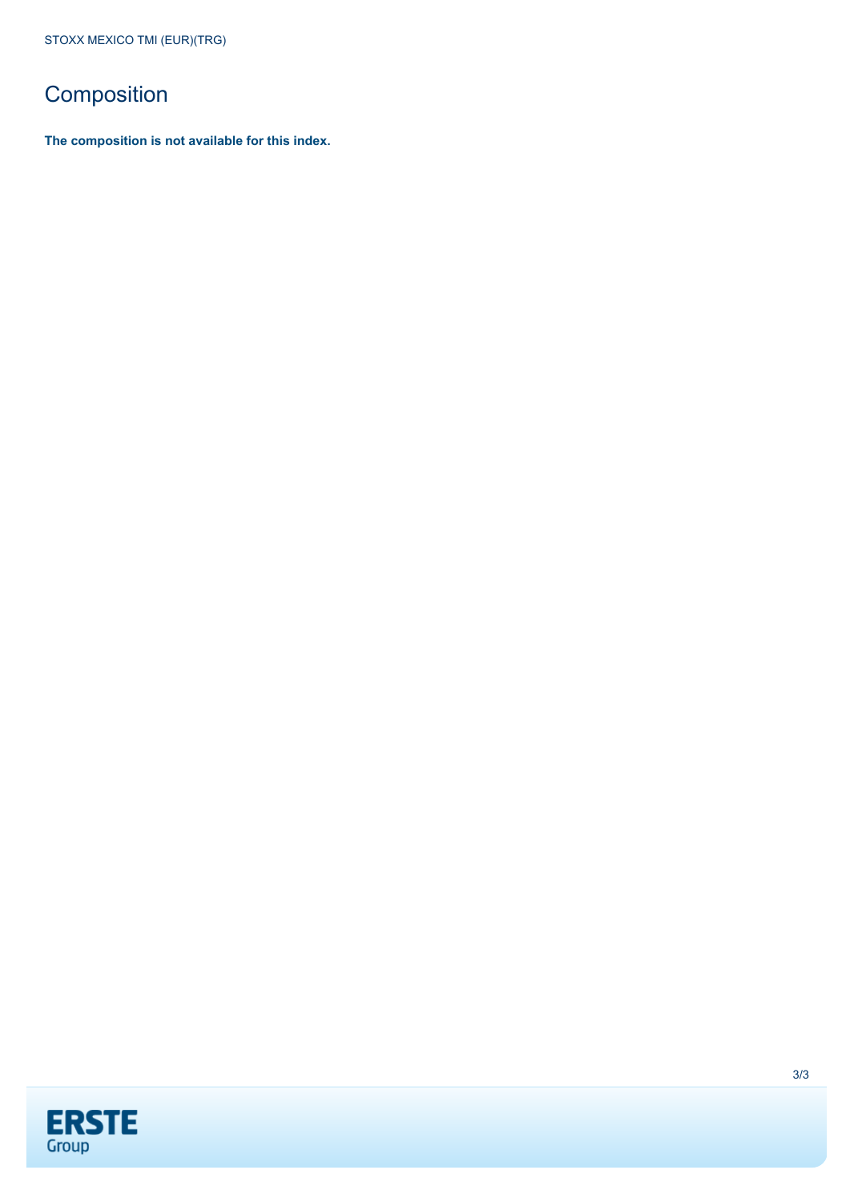## Composition

**The composition is not available for this index.**